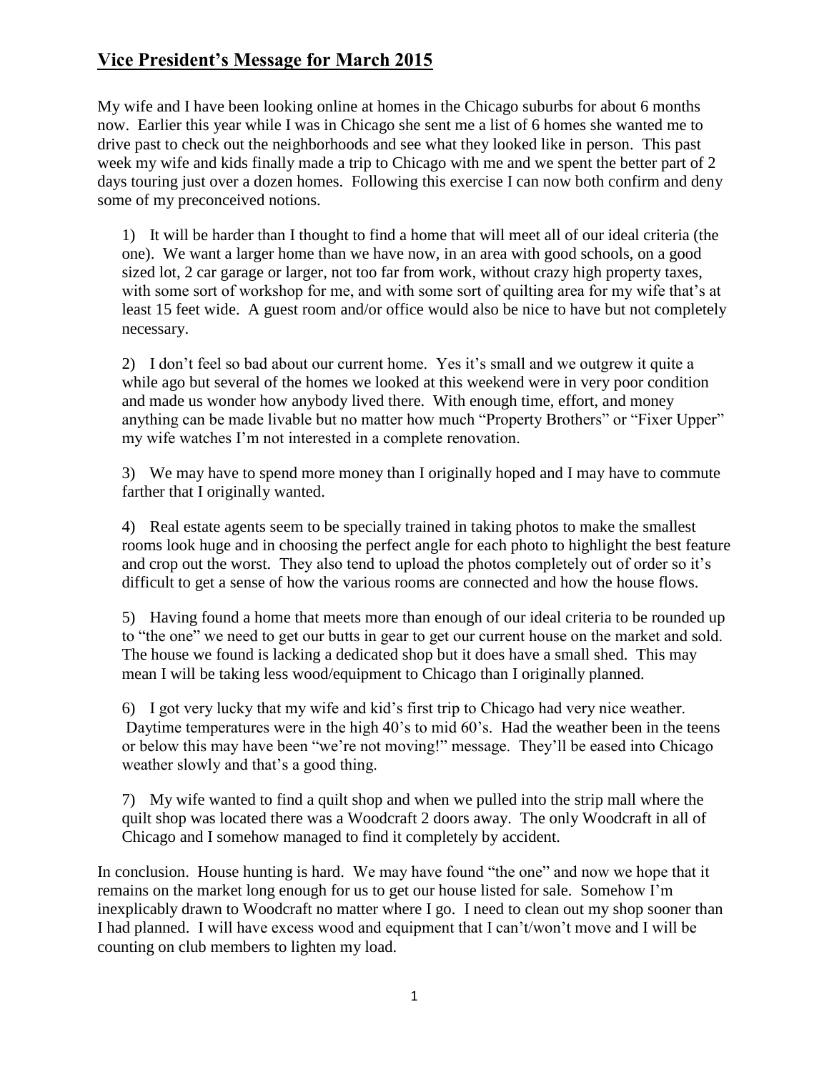## Vice President's Message for March 2015

My wife and I have been looking online at homes in the Chicago suburbs for about 6 months now. Earlier this year while I was in Chicago she sent me a list of 6 homes she wanted me to drive past to check out the neighborhoods and see what they looked like in person. This past week my wife and kids finally made a trip to Chicago with me and we spent the better part of 2 days touring just over a dozen homes. Following this exercise I can now both confirm and deny some of my preconceived notions.

1) It will be harder than I thought to find a home that will meet all of our ideal criteria (the one). We want a larger home than we have now, in an area with good schools, on a good sized lot, 2 car garage or larger, not too far from work, without crazy high property taxes, with some sort of workshop for me, and with some sort of quilting area for my wife that's at least 15 feet wide. A guest room and/or office would also be nice to have but not completely necessary.

2) I don't feel so bad about our current home. Yes it's small and we outgrew it quite a while ago but several of the homes we looked at this weekend were in very poor condition and made us wonder how anybody lived there. With enough time, effort, and money anything can be made livable but no matter how much "Property Brothers" or "Fixer Upper" my wife watches I'm not interested in a complete renovation.

3) We may have to spend more money than I originally hoped and I may have to commute farther that I originally wanted.

4) Real estate agents seem to be specially trained in taking photos to make the smallest rooms look huge and in choosing the perfect angle for each photo to highlight the best feature and crop out the worst. They also tend to upload the photos completely out of order so it's difficult to get a sense of how the various rooms are connected and how the house flows.

5) Having found a home that meets more than enough of our ideal criteria to be rounded up to "the one" we need to get our butts in gear to get our current house on the market and sold. The house we found is lacking a dedicated shop but it does have a small shed. This may mean I will be taking less wood/equipment to Chicago than I originally planned.

6) I got very lucky that my wife and kid's first trip to Chicago had very nice weather. Daytime temperatures were in the high 40's to mid 60's. Had the weather been in the teens or below this may have been "we're not moving!" message. They'll be eased into Chicago weather slowly and that's a good thing.

7) My wife wanted to find a quilt shop and when we pulled into the strip mall where the quilt shop was located there was a Woodcraft 2 doors away. The only Woodcraft in all of Chicago and I somehow managed to find it completely by accident.

In conclusion. House hunting is hard. We may have found "the one" and now we hope that it remains on the market long enough for us to get our house listed for sale. Somehow I'm inexplicably drawn to Woodcraft no matter where I go. I need to clean out my shop sooner than I had planned. I will have excess wood and equipment that I can't/won't move and I will be counting on club members to lighten my load.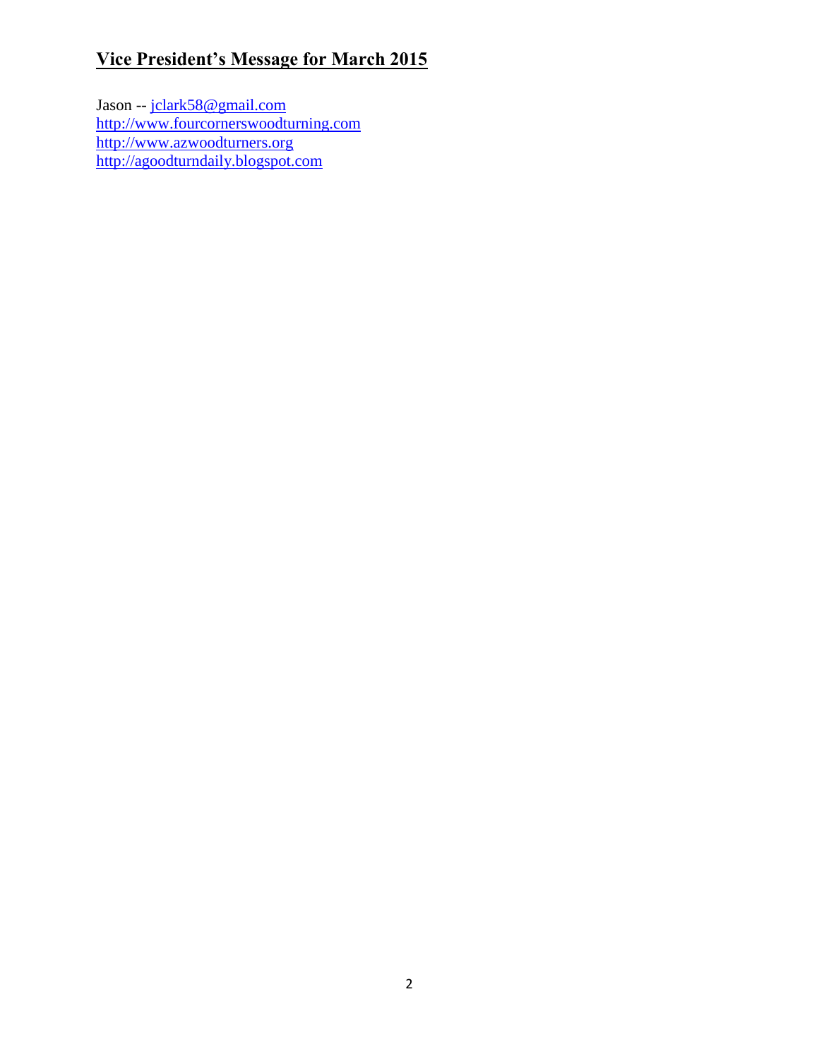# Vice President's Message for March 2015

Jason -- jclark58@gmail.com
http://www.fourcornerswoodturning.com
http://www.azwoodturners.org
http://agoodturndaily.blogspot.com